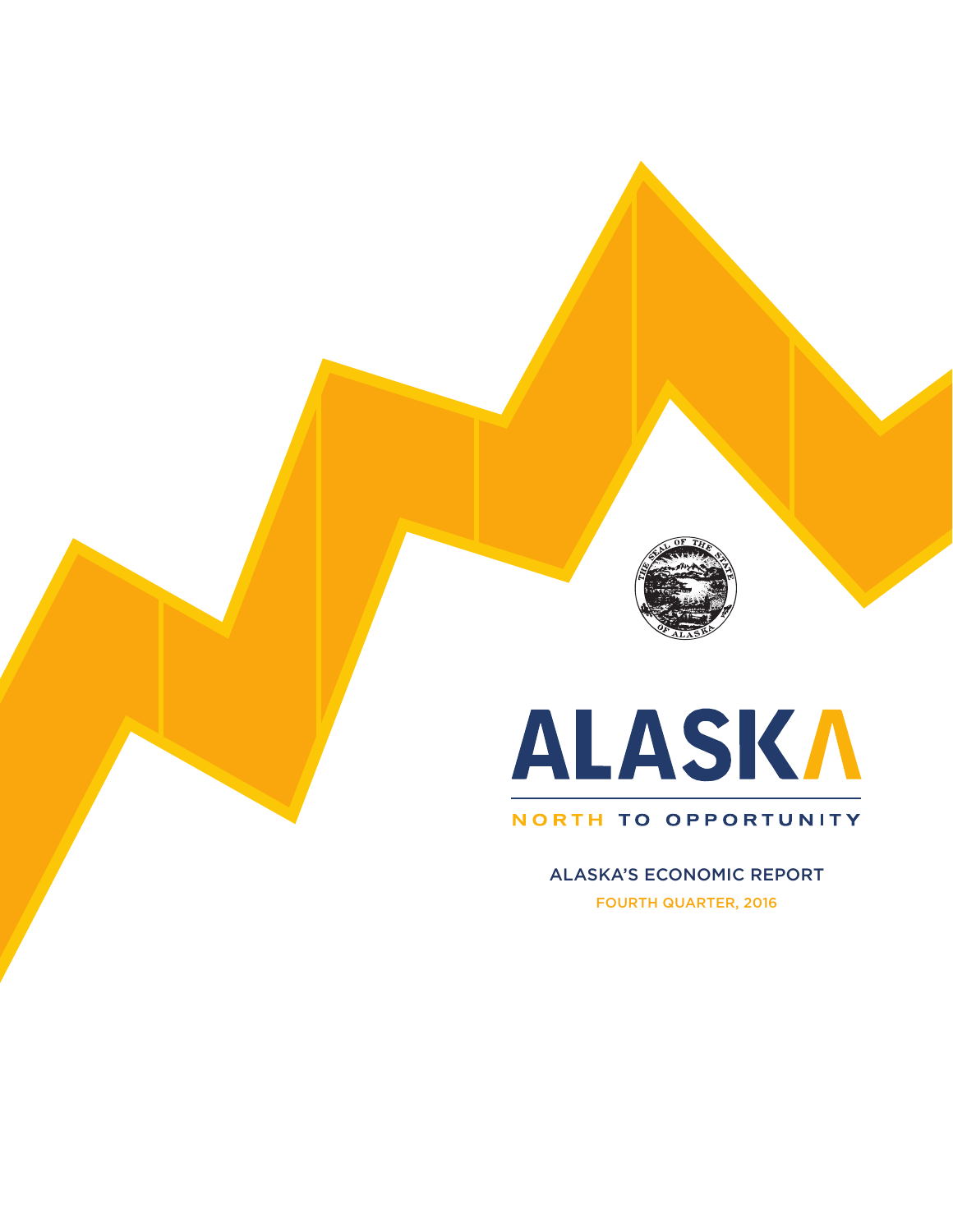# ALASKA

NORTH TO OPPORTUNITY

## ALASKA'S ECONOMIC REPORT

FOURTH QUARTER, 2016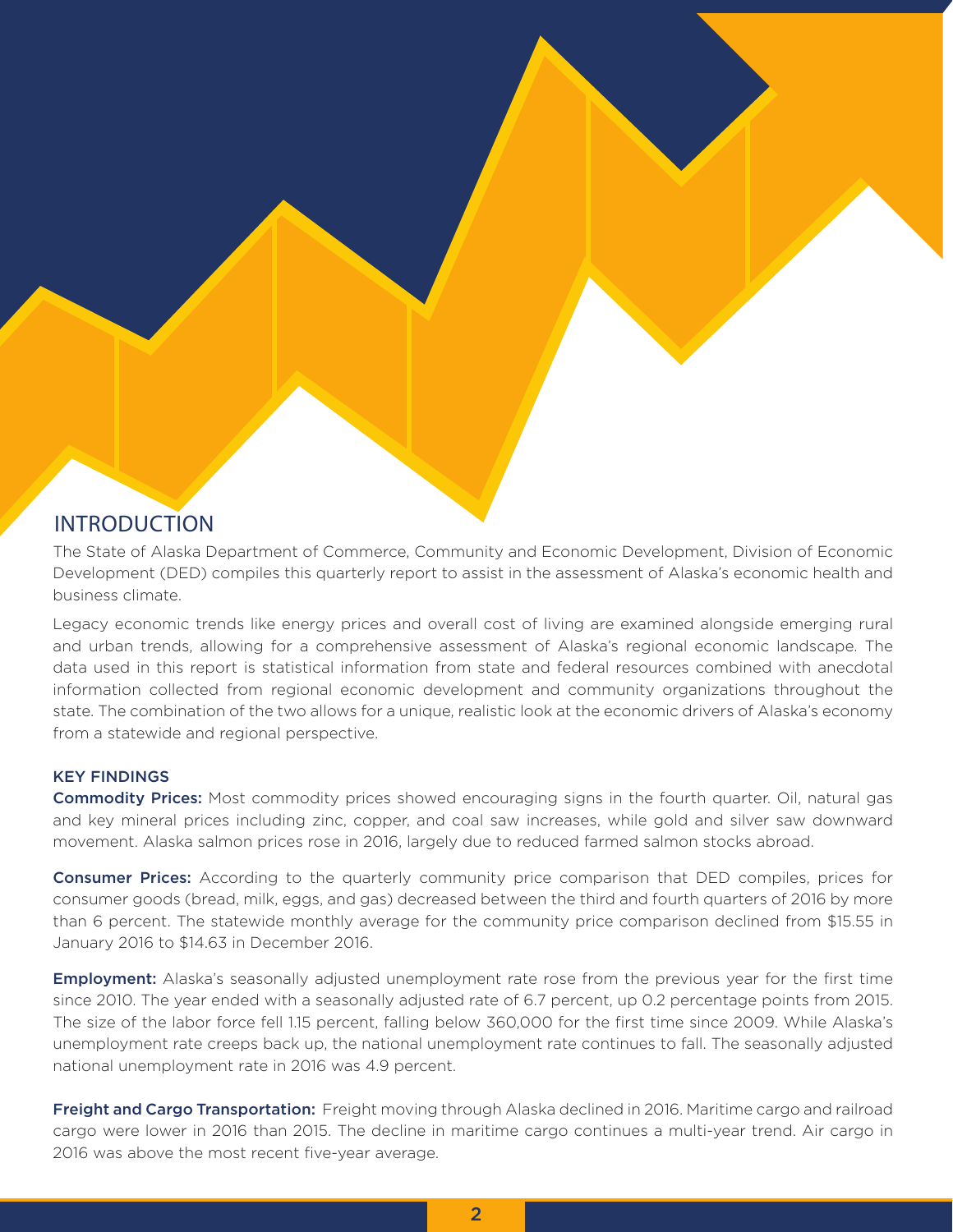# INTRODUCTION

The State of Alaska Department of Commerce, Community and Economic Development, Division of Economic Development (DED) compiles this quarterly report to assist in the assessment of Alaska's economic health and business climate.

Legacy economic trends like energy prices and overall cost of living are examined alongside emerging rural and urban trends, allowing for a comprehensive assessment of Alaska's regional economic landscape. The data used in this report is statistical information from state and federal resources combined with anecdotal information collected from regional economic development and community organizations throughout the state. The combination of the two allows for a unique, realistic look at the economic drivers of Alaska's economy from a statewide and regional perspective.

## KEY FINDINGS

**Commodity Prices:** Most commodity prices showed encouraging signs in the fourth quarter. Oil, natural gas and key mineral prices including zinc, copper, and coal saw increases, while gold and silver saw downward movement. Alaska salmon prices rose in 2016, largely due to reduced farmed salmon stocks abroad.

**Consumer Prices:** According to the quarterly community price comparison that DED compiles, prices for consumer goods (bread, milk, eggs, and gas) decreased between the third and fourth quarters of 2016 by more than 6 percent. The statewide monthly average for the community price comparison declined from $15.55 in January 2016 to $14.63 in December 2016.

**Employment:** Alaska's seasonally adjusted unemployment rate rose from the previous year for the first time since 2010. The year ended with a seasonally adjusted rate of 6.7 percent, up 0.2 percentage points from 2015. The size of the labor force fell 1.15 percent, falling below 360,000 for the first time since 2009. While Alaska's unemployment rate creeps back up, the national unemployment rate continues to fall. The seasonally adjusted national unemployment rate in 2016 was 4.9 percent.

**Freight and Cargo Transportation:** Freight moving through Alaska declined in 2016. Maritime cargo and railroad cargo were lower in 2016 than 2015. The decline in maritime cargo continues a multi-year trend. Air cargo in 2016 was above the most recent five-year average.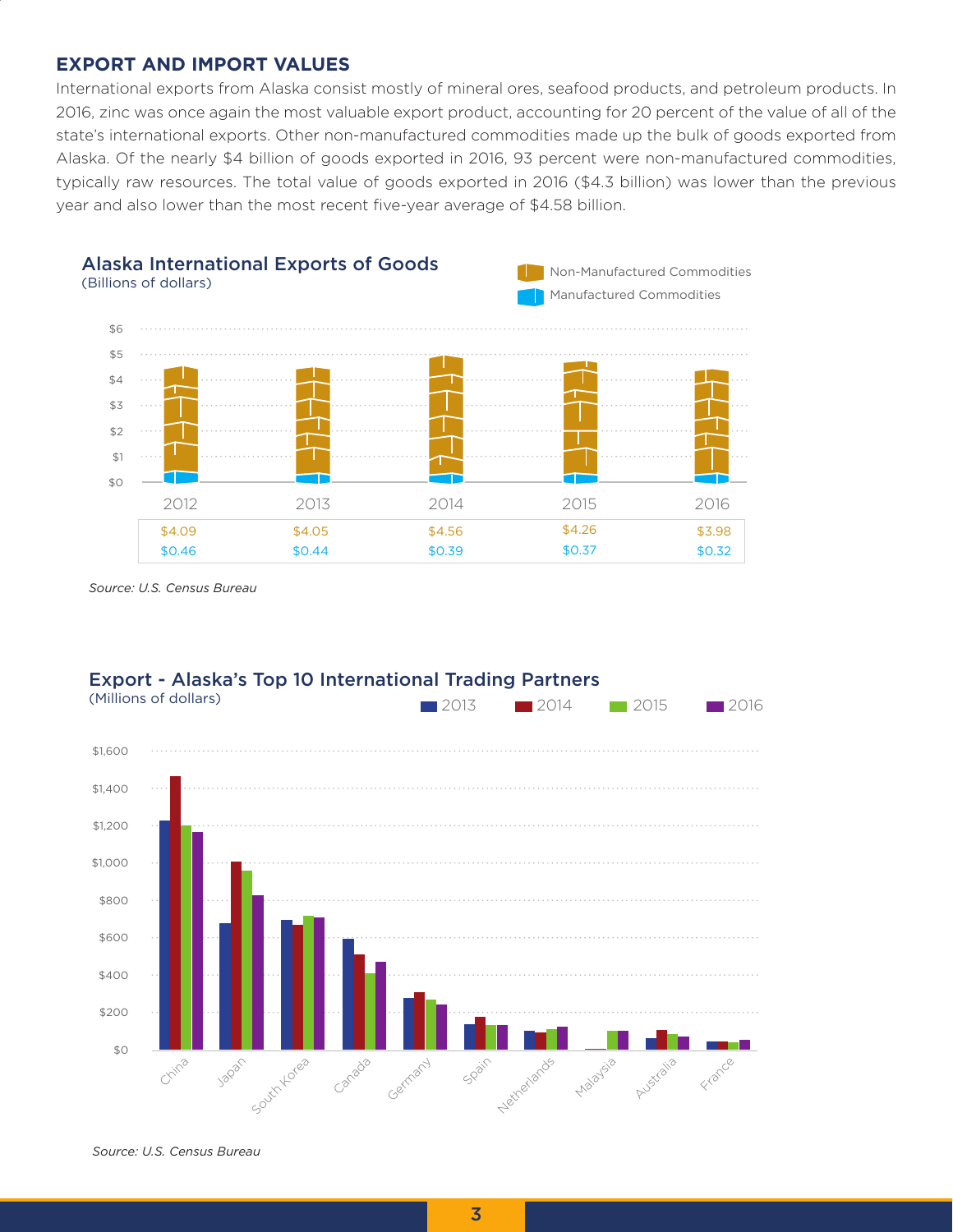## EXPORT AND IMPORT VALUES

International exports from Alaska consist mostly of mineral ores, seafood products, and petroleum products. In 2016, zinc was once again the most valuable export product, accounting for 20 percent of the value of all of the state's international exports. Other non-manufactured commodities made up the bulk of goods exported from Alaska. Of the nearly $4 billion of goods exported in 2016, 93 percent were non-manufactured commodities, typically raw resources. The total value of goods exported in 2016 ($4.3 billion) was lower than the previous year and also lower than the most recent five-year average of $4.58 billion.

### Alaska International Exports of Goods
(Billions of dollars)

| | 2012 | 2013 | 2014 | 2015 | 2016 |
|---|---|---|---|---|---|
| Non-Manufactured Commodities | $4.09 | $4.05 | $4.56 | $4.26 | $3.98 |
| Manufactured Commodities | $0.46 | $0.44 | $0.39 | $0.37 | $0.32 |

*Source: U.S. Census Bureau*

### Export - Alaska's Top 10 International Trading Partners
(Millions of dollars)

Legend: 2013, 2014, 2015, 2016

Countries: China, Japan, South Korea, Canada, Germany, Spain, Netherlands, Malaysia, Australia, France

*Source: U.S. Census Bureau*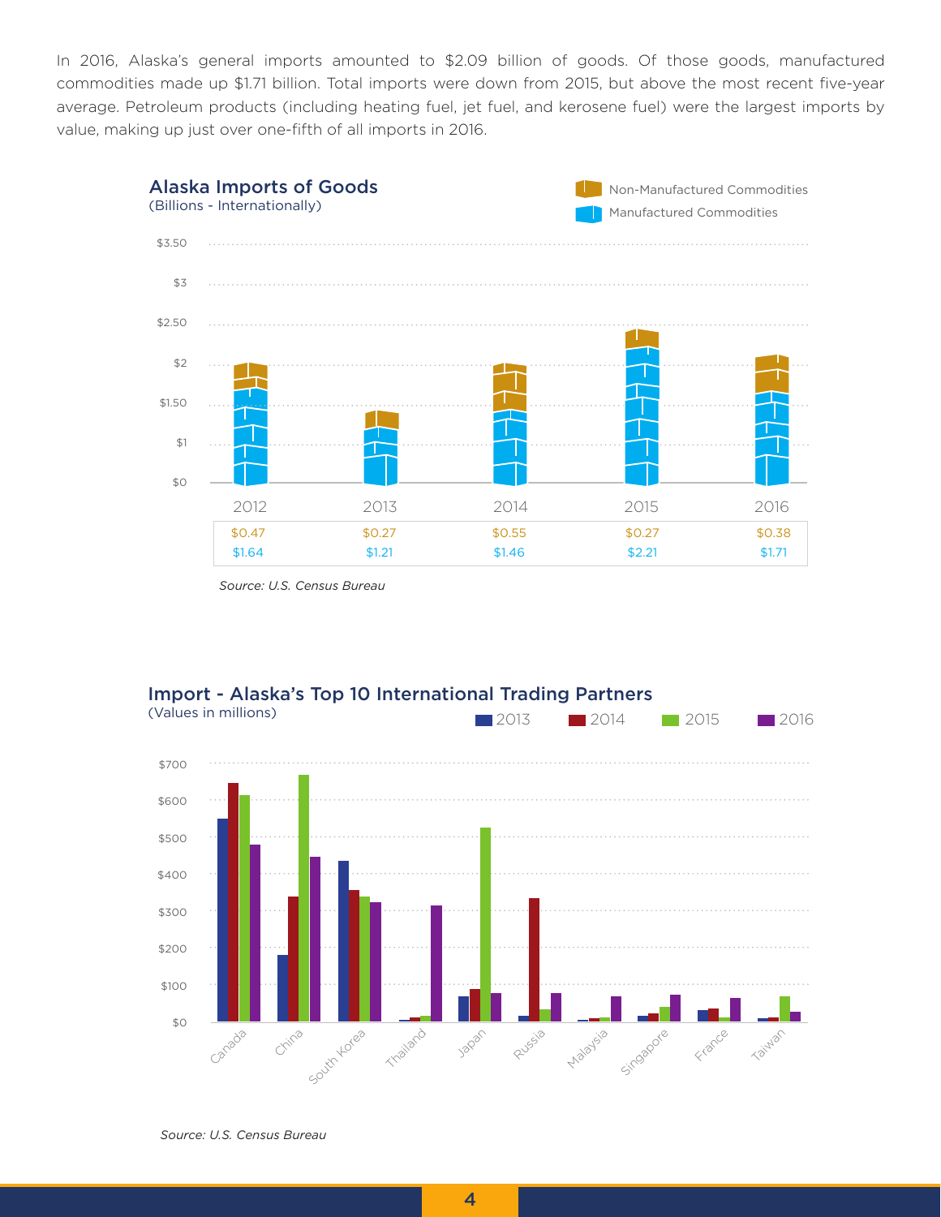In 2016, Alaska's general imports amounted to $2.09 billion of goods. Of those goods, manufactured commodities made up $1.71 billion. Total imports were down from 2015, but above the most recent five-year average. Petroleum products (including heating fuel, jet fuel, and kerosene fuel) were the largest imports by value, making up just over one-fifth of all imports in 2016.

### Alaska Imports of Goods

(Billions - Internationally)

| | 2012 | 2013 | 2014 | 2015 | 2016 |
|---|---|---|---|---|---|
| Non-Manufactured Commodities | $0.47 | $0.27 | $0.55 | $0.27 | $0.38 |
| Manufactured Commodities | $1.64 | $1.21 | $1.46 | $2.21 | $1.71 |

*Source: U.S. Census Bureau*

### Import - Alaska's Top 10 International Trading Partners

(Values in millions)

Legend: 2013, 2014, 2015, 2016

Countries: Canada, China, South Korea, Thailand, Japan, Russia, Malaysia, Singapore, France, Taiwan

*Source: U.S. Census Bureau*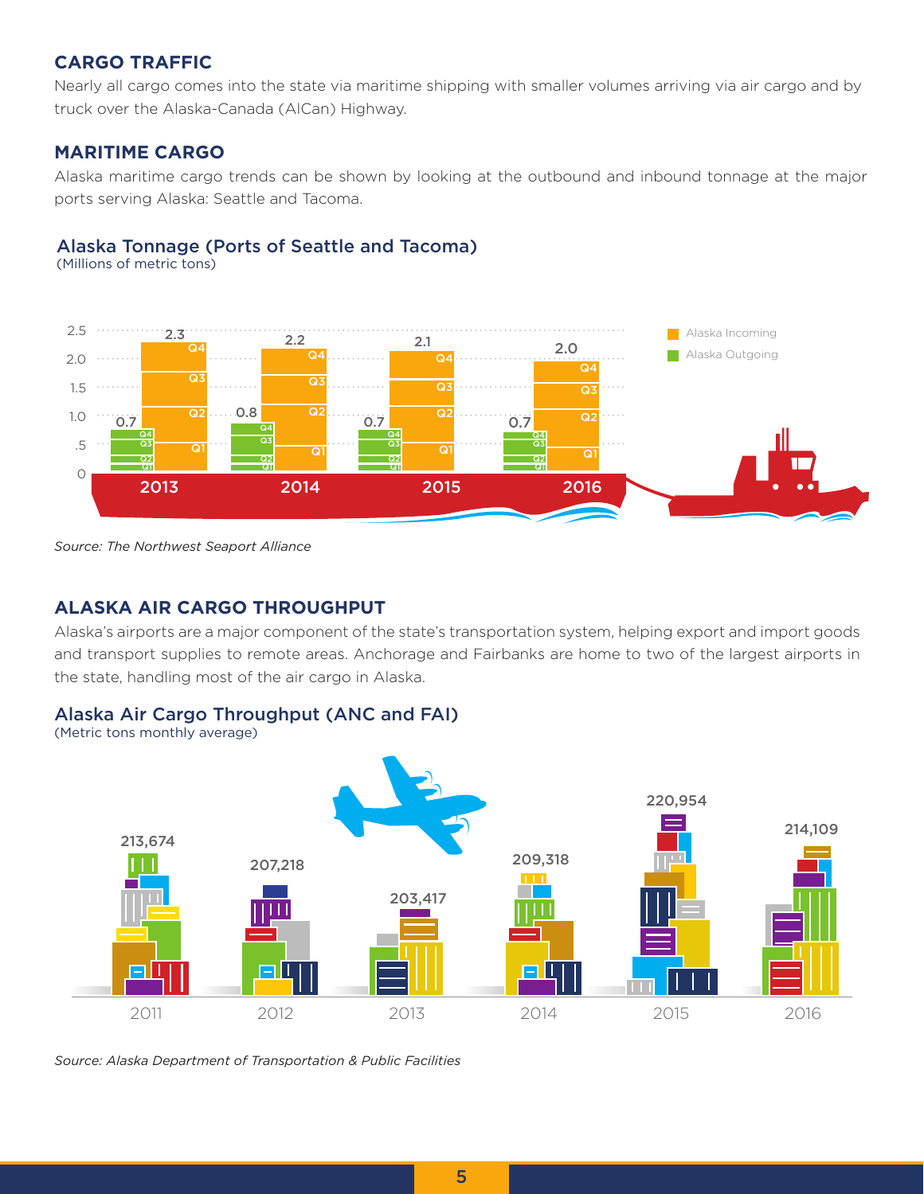## CARGO TRAFFIC

Nearly all cargo comes into the state via maritime shipping with smaller volumes arriving via air cargo and by truck over the Alaska-Canada (AlCan) Highway.

## MARITIME CARGO

Alaska maritime cargo trends can be shown by looking at the outbound and inbound tonnage at the major ports serving Alaska: Seattle and Tacoma.

### Alaska Tonnage (Ports of Seattle and Tacoma)

(Millions of metric tons)

| Year | Alaska Incoming | Alaska Outgoing |
|---|---|---|
| 2013 | 2.3 | 0.7 |
| 2014 | 2.2 | 0.8 |
| 2015 | 2.1 | 0.7 |
| 2016 | 2.0 | 0.7 |

*Source: The Northwest Seaport Alliance*

## ALASKA AIR CARGO THROUGHPUT

Alaska's airports are a major component of the state's transportation system, helping export and import goods and transport supplies to remote areas. Anchorage and Fairbanks are home to two of the largest airports in the state, handling most of the air cargo in Alaska.

### Alaska Air Cargo Throughput (ANC and FAI)

(Metric tons monthly average)

| Year | Metric tons monthly average |
|---|---|
| 2011 | 213,674 |
| 2012 | 207,218 |
| 2013 | 203,417 |
| 2014 | 209,318 |
| 2015 | 220,954 |
| 2016 | 214,109 |

*Source: Alaska Department of Transportation & Public Facilities*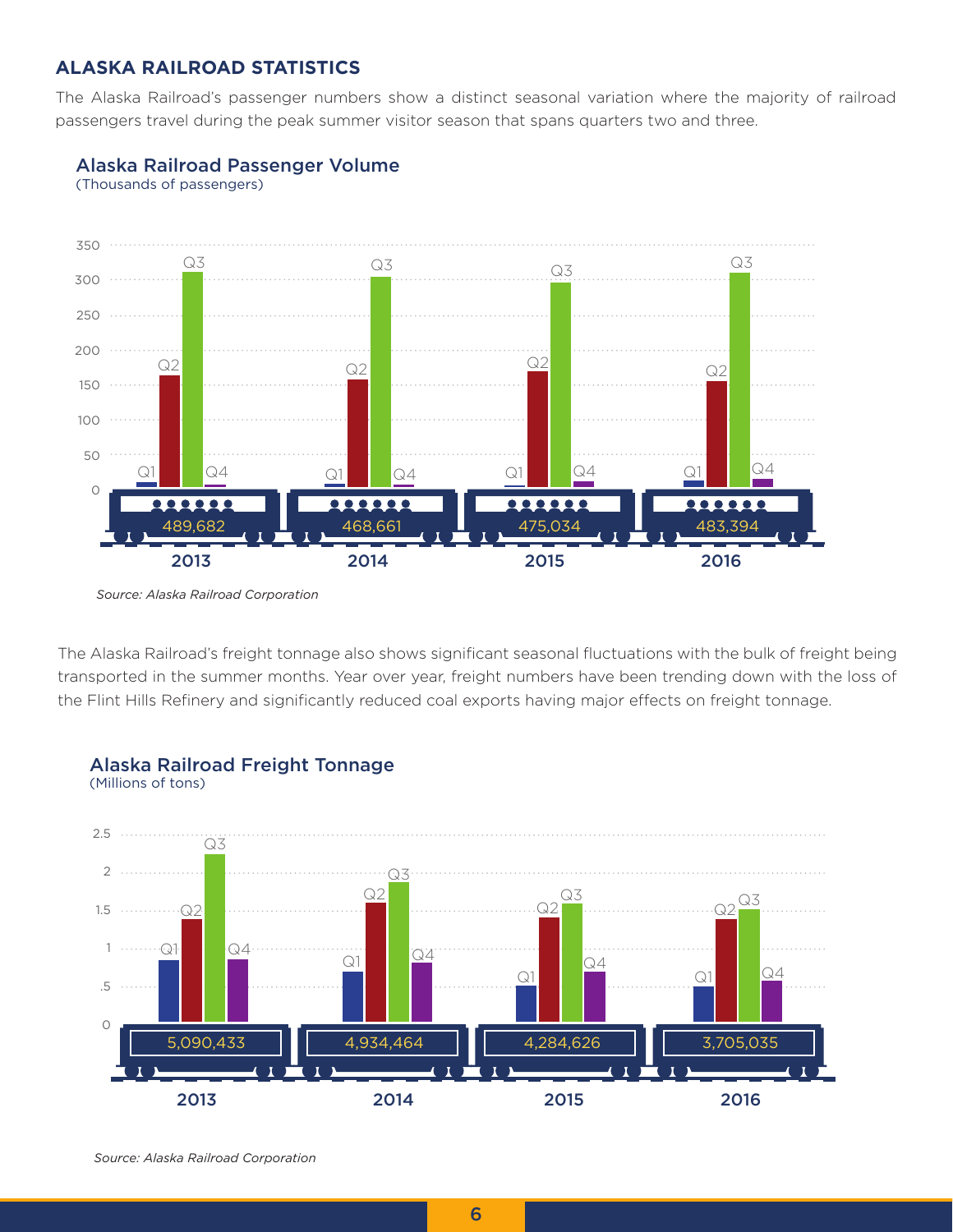## ALASKA RAILROAD STATISTICS

The Alaska Railroad's passenger numbers show a distinct seasonal variation where the majority of railroad passengers travel during the peak summer visitor season that spans quarters two and three.

### Alaska Railroad Passenger Volume
(Thousands of passengers)

| Year | Total passengers |
|---|---|
| 2013 | 489,682 |
| 2014 | 468,661 |
| 2015 | 475,034 |
| 2016 | 483,394 |

*Source: Alaska Railroad Corporation*

The Alaska Railroad's freight tonnage also shows significant seasonal fluctuations with the bulk of freight being transported in the summer months. Year over year, freight numbers have been trending down with the loss of the Flint Hills Refinery and significantly reduced coal exports having major effects on freight tonnage.

### Alaska Railroad Freight Tonnage
(Millions of tons)

| Year | Total tons |
|---|---|
| 2013 | 5,090,433 |
| 2014 | 4,934,464 |
| 2015 | 4,284,626 |
| 2016 | 3,705,035 |

*Source: Alaska Railroad Corporation*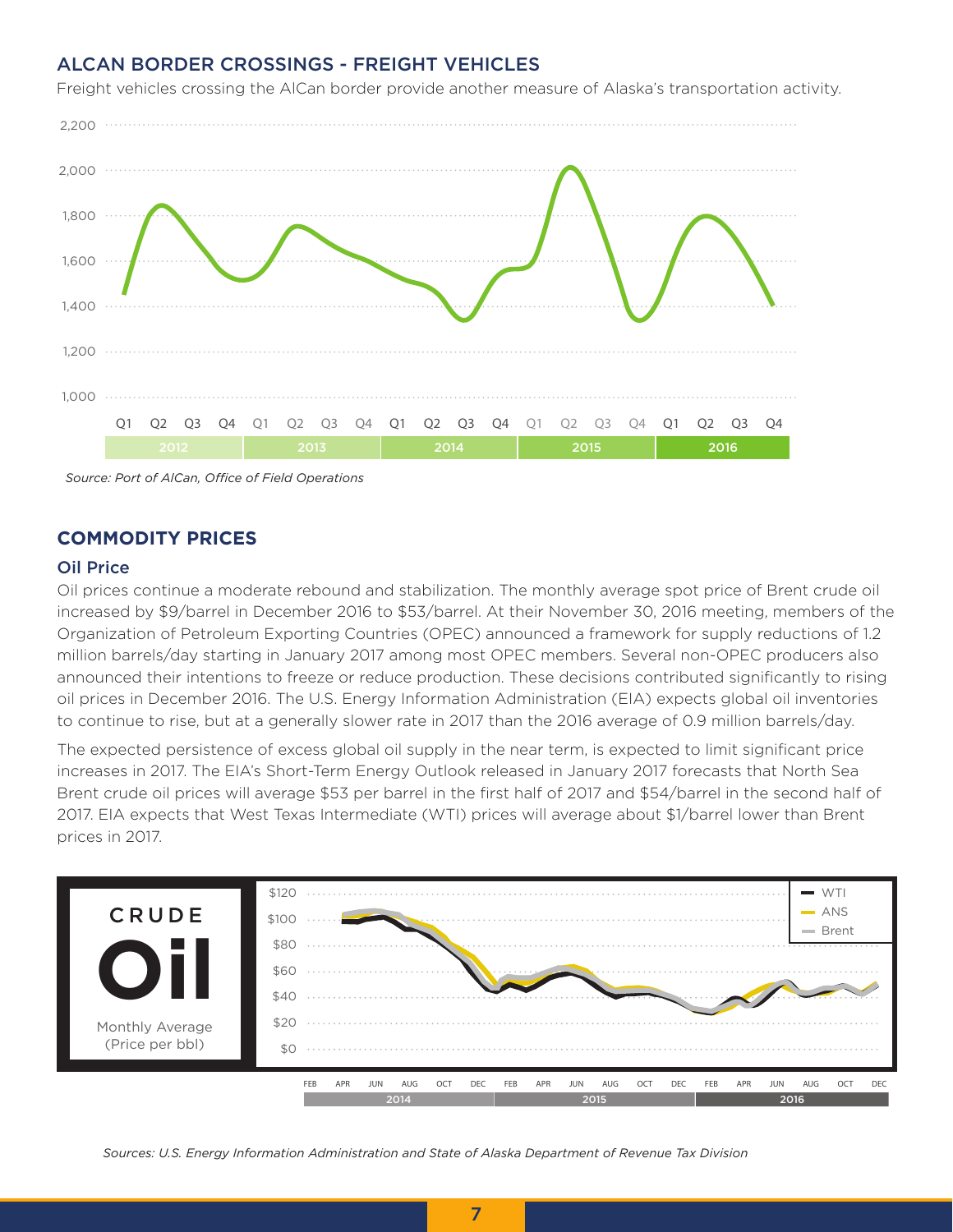## ALCAN BORDER CROSSINGS - FREIGHT VEHICLES

Freight vehicles crossing the AlCan border provide another measure of Alaska's transportation activity.

*Source: Port of AlCan, Office of Field Operations*

## COMMODITY PRICES

### Oil Price

Oil prices continue a moderate rebound and stabilization. The monthly average spot price of Brent crude oil increased by $9/barrel in December 2016 to $53/barrel. At their November 30, 2016 meeting, members of the Organization of Petroleum Exporting Countries (OPEC) announced a framework for supply reductions of 1.2 million barrels/day starting in January 2017 among most OPEC members. Several non-OPEC producers also announced their intentions to freeze or reduce production. These decisions contributed significantly to rising oil prices in December 2016. The U.S. Energy Information Administration (EIA) expects global oil inventories to continue to rise, but at a generally slower rate in 2017 than the 2016 average of 0.9 million barrels/day.

The expected persistence of excess global oil supply in the near term, is expected to limit significant price increases in 2017. The EIA's Short-Term Energy Outlook released in January 2017 forecasts that North Sea Brent crude oil prices will average $53 per barrel in the first half of 2017 and $54/barrel in the second half of 2017. EIA expects that West Texas Intermediate (WTI) prices will average about $1/barrel lower than Brent prices in 2017.

*Sources: U.S. Energy Information Administration and State of Alaska Department of Revenue Tax Division*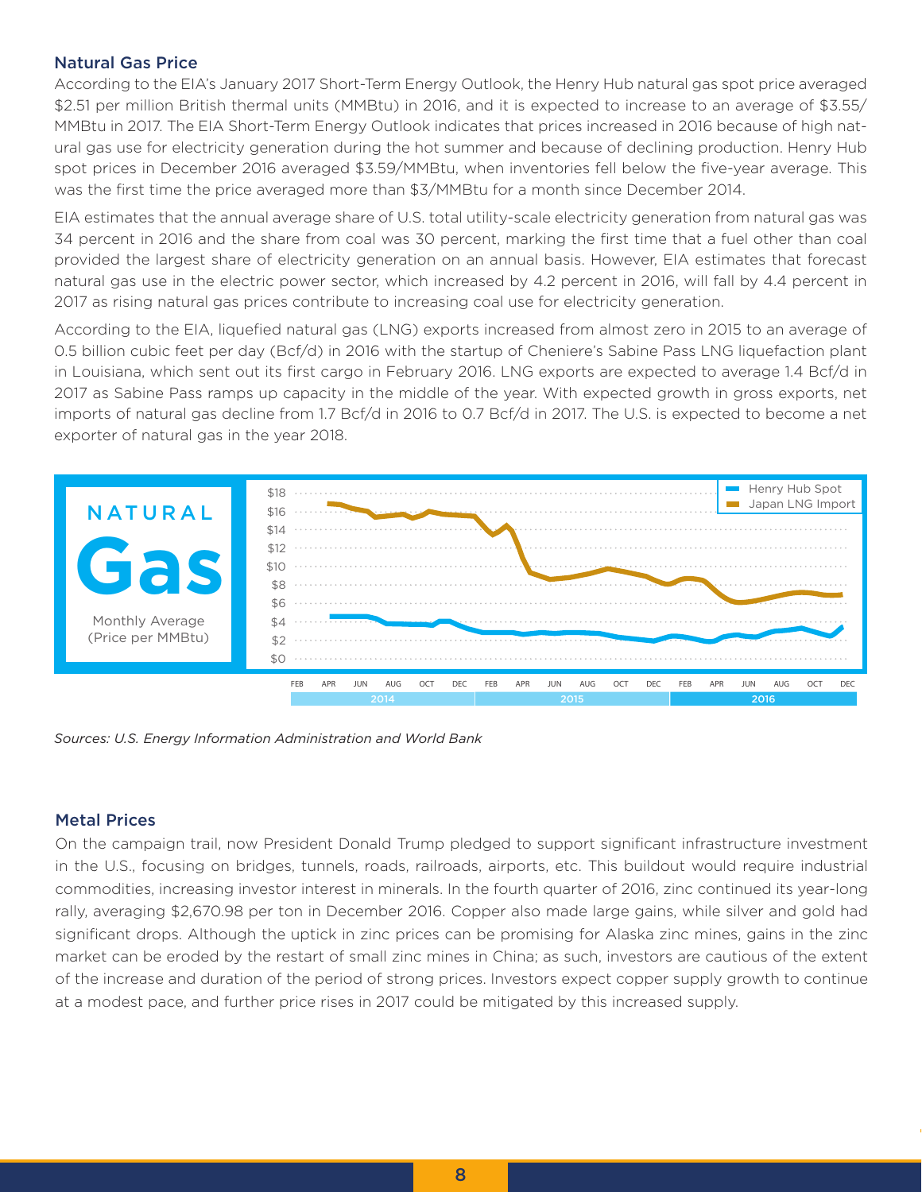## Natural Gas Price

According to the EIA's January 2017 Short-Term Energy Outlook, the Henry Hub natural gas spot price averaged $2.51 per million British thermal units (MMBtu) in 2016, and it is expected to increase to an average of $3.55/MMBtu in 2017. The EIA Short-Term Energy Outlook indicates that prices increased in 2016 because of high natural gas use for electricity generation during the hot summer and because of declining production. Henry Hub spot prices in December 2016 averaged $3.59/MMBtu, when inventories fell below the five-year average. This was the first time the price averaged more than $3/MMBtu for a month since December 2014.

EIA estimates that the annual average share of U.S. total utility-scale electricity generation from natural gas was 34 percent in 2016 and the share from coal was 30 percent, marking the first time that a fuel other than coal provided the largest share of electricity generation on an annual basis. However, EIA estimates that forecast natural gas use in the electric power sector, which increased by 4.2 percent in 2016, will fall by 4.4 percent in 2017 as rising natural gas prices contribute to increasing coal use for electricity generation.

According to the EIA, liquefied natural gas (LNG) exports increased from almost zero in 2015 to an average of 0.5 billion cubic feet per day (Bcf/d) in 2016 with the startup of Cheniere's Sabine Pass LNG liquefaction plant in Louisiana, which sent out its first cargo in February 2016. LNG exports are expected to average 1.4 Bcf/d in 2017 as Sabine Pass ramps up capacity in the middle of the year. With expected growth in gross exports, net imports of natural gas decline from 1.7 Bcf/d in 2016 to 0.7 Bcf/d in 2017. The U.S. is expected to become a net exporter of natural gas in the year 2018.

**NATURAL Gas**

Monthly Average (Price per MMBtu)

Henry Hub Spot — Japan LNG Import

*Sources: U.S. Energy Information Administration and World Bank*

## Metal Prices

On the campaign trail, now President Donald Trump pledged to support significant infrastructure investment in the U.S., focusing on bridges, tunnels, roads, railroads, airports, etc. This buildout would require industrial commodities, increasing investor interest in minerals. In the fourth quarter of 2016, zinc continued its year-long rally, averaging $2,670.98 per ton in December 2016. Copper also made large gains, while silver and gold had significant drops. Although the uptick in zinc prices can be promising for Alaska zinc mines, gains in the zinc market can be eroded by the restart of small zinc mines in China; as such, investors are cautious of the extent of the increase and duration of the period of strong prices. Investors expect copper supply growth to continue at a modest pace, and further price rises in 2017 could be mitigated by this increased supply.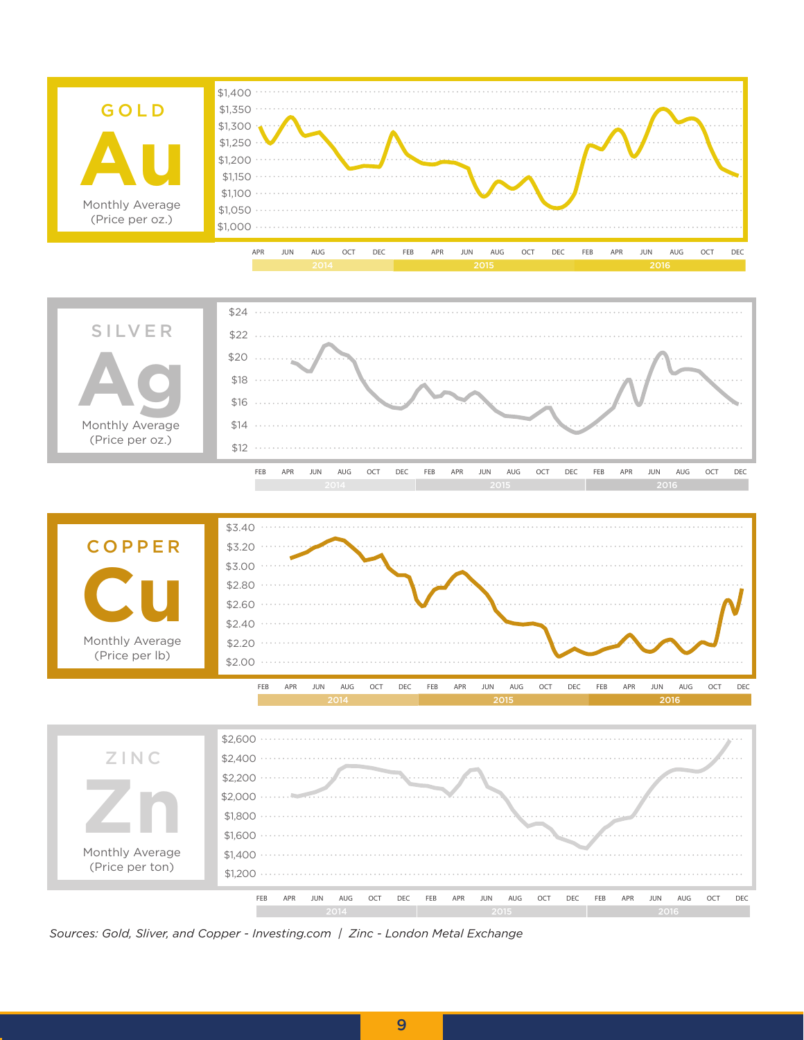## GOLD

**Au**

Monthly Average
(Price per oz.)

$1,400 / $1,350 / $1,300 / $1,250 / $1,200 / $1,150 / $1,100 / $1,050 / $1,000

APR JUN AUG OCT DEC FEB APR JUN AUG OCT DEC FEB APR JUN AUG OCT DEC

2014 | 2015 | 2016

## SILVER

**Ag**

Monthly Average
(Price per oz.)

$24 / $22 / $20 / $18 / $16 / $14 / $12

FEB APR JUN AUG OCT DEC FEB APR JUN AUG OCT DEC FEB APR JUN AUG OCT DEC

2014 | 2015 | 2016

## COPPER

**Cu**

Monthly Average
(Price per lb)

$3.40 / $3.20 / $3.00 / $2.80 / $2.60 / $2.40 / $2.20 / $2.00

FEB APR JUN AUG OCT DEC FEB APR JUN AUG OCT DEC FEB APR JUN AUG OCT DEC

2014 | 2015 | 2016

## ZINC

**Zn**

Monthly Average
(Price per ton)

$2,600 / $2,400 / $2,200 / $2,000 / $1,800 / $1,600 / $1,400 / $1,200

FEB APR JUN AUG OCT DEC FEB APR JUN AUG OCT DEC FEB APR JUN AUG OCT DEC

2014 | 2015 | 2016

*Sources: Gold, Sliver, and Copper - Investing.com | Zinc - London Metal Exchange*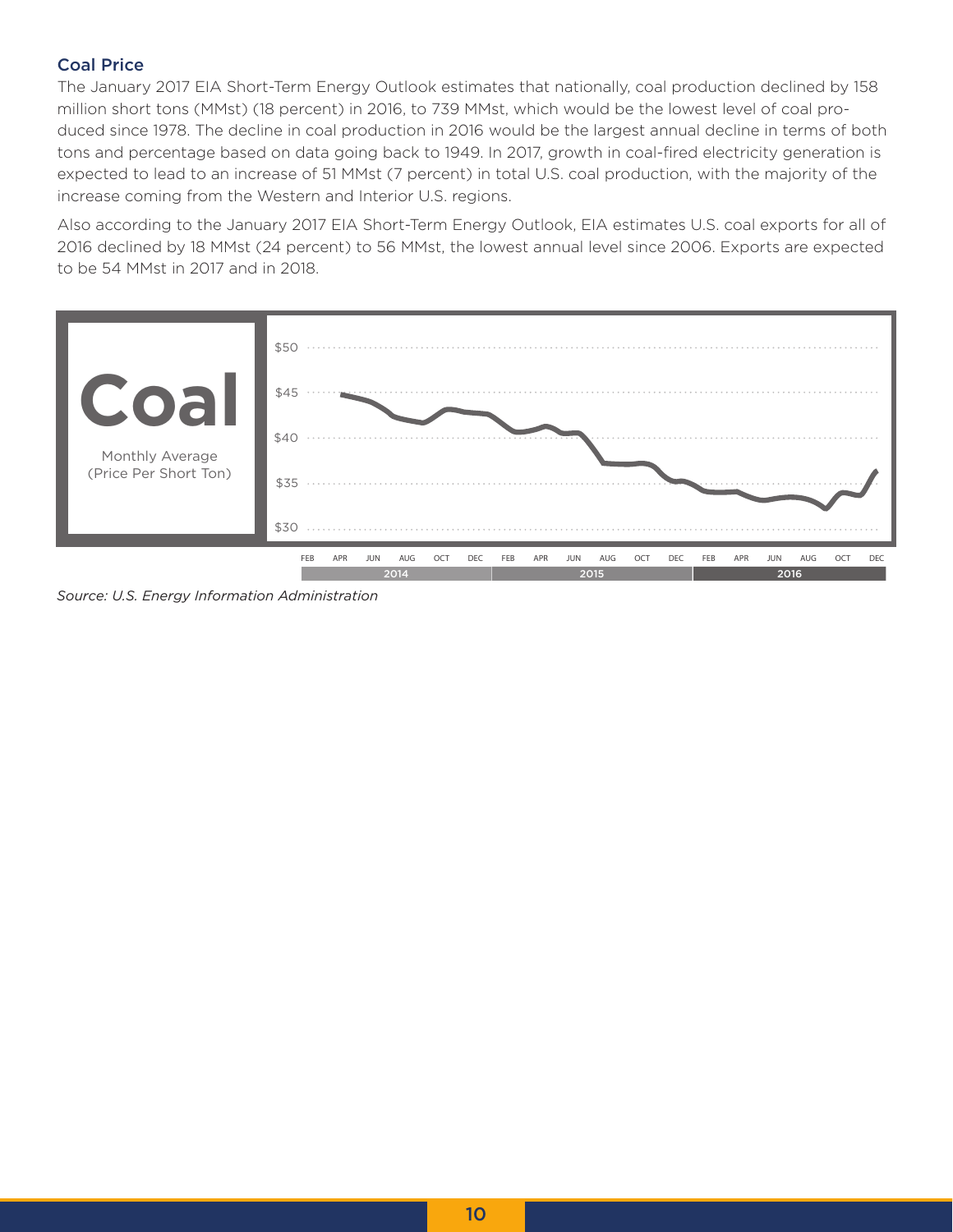### Coal Price

The January 2017 EIA Short-Term Energy Outlook estimates that nationally, coal production declined by 158 million short tons (MMst) (18 percent) in 2016, to 739 MMst, which would be the lowest level of coal produced since 1978. The decline in coal production in 2016 would be the largest annual decline in terms of both tons and percentage based on data going back to 1949. In 2017, growth in coal-fired electricity generation is expected to lead to an increase of 51 MMst (7 percent) in total U.S. coal production, with the majority of the increase coming from the Western and Interior U.S. regions.

Also according to the January 2017 EIA Short-Term Energy Outlook, EIA estimates U.S. coal exports for all of 2016 declined by 18 MMst (24 percent) to 56 MMst, the lowest annual level since 2006. Exports are expected to be 54 MMst in 2017 and in 2018.

**Coal**

Monthly Average (Price Per Short Ton)

*Source: U.S. Energy Information Administration*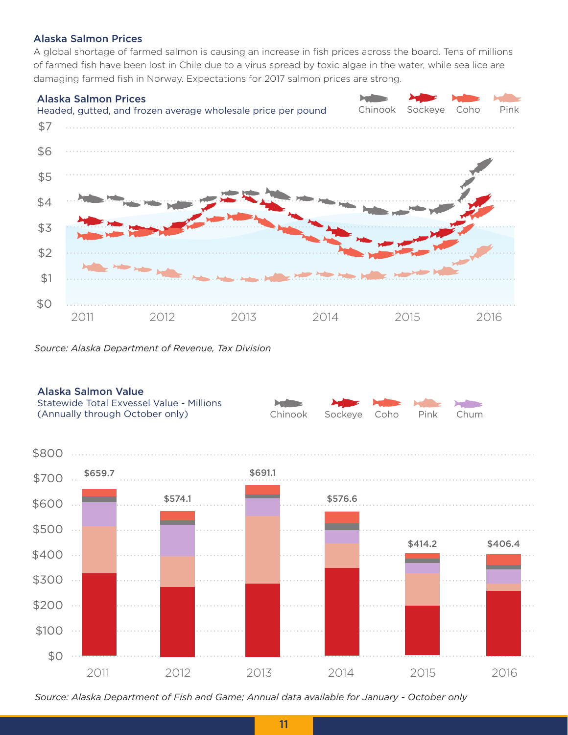### Alaska Salmon Prices

A global shortage of farmed salmon is causing an increase in fish prices across the board. Tens of millions of farmed fish have been lost in Chile due to a virus spread by toxic algae in the water, while sea lice are damaging farmed fish in Norway. Expectations for 2017 salmon prices are strong.

**Alaska Salmon Prices**
Headed, gutted, and frozen average wholesale price per pound

Chinook | Sockeye | Coho | Pink

$7, $6, $5, $4, $3, $2, $1, $0

2011, 2012, 2013, 2014, 2015, 2016

*Source: Alaska Department of Revenue, Tax Division*

**Alaska Salmon Value**
Statewide Total Exvessel Value - Millions
(Annually through October only)

Chinook | Sockeye | Coho | Pink | Chum

| Year | Total Value |
|---|---|
| 2011 | $659.7 |
| 2012 | $574.1 |
| 2013 | $691.1 |
| 2014 | $576.6 |
| 2015 | $414.2 |
| 2016 | $406.4 |

*Source: Alaska Department of Fish and Game; Annual data available for January - October only*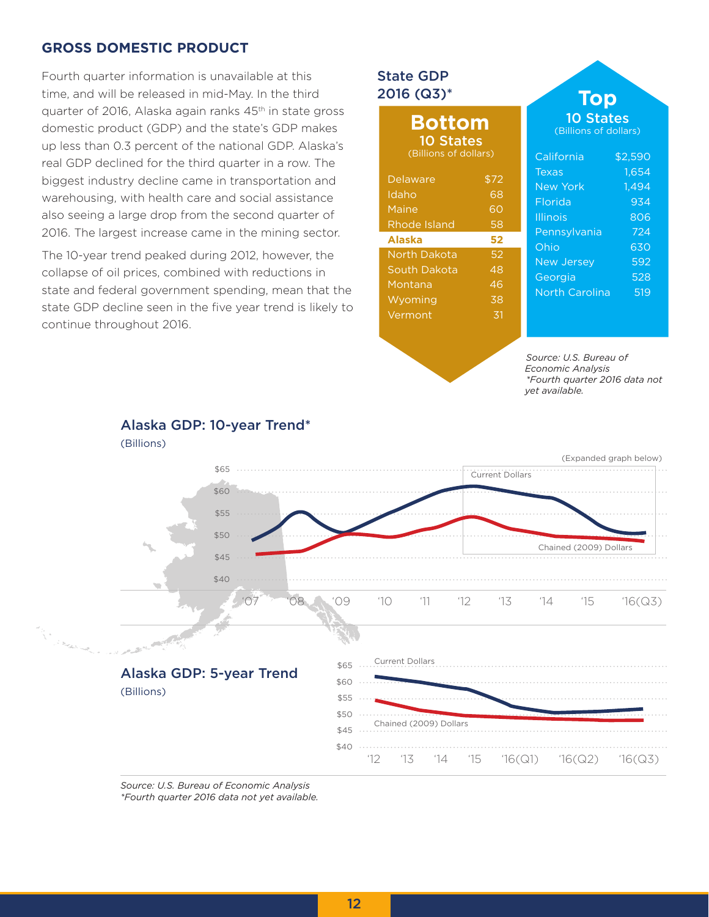## GROSS DOMESTIC PRODUCT

Fourth quarter information is unavailable at this time, and will be released in mid-May. In the third quarter of 2016, Alaska again ranks 45th in state gross domestic product (GDP) and the state's GDP makes up less than 0.3 percent of the national GDP. Alaska's real GDP declined for the third quarter in a row. The biggest industry decline came in transportation and warehousing, with health care and social assistance also seeing a large drop from the second quarter of 2016. The largest increase came in the mining sector.

The 10-year trend peaked during 2012, however, the collapse of oil prices, combined with reductions in state and federal government spending, mean that the state GDP decline seen in the five year trend is likely to continue throughout 2016.

### State GDP 2016 (Q3)*

**Bottom 10 States** (Billions of dollars)

| State | GDP |
| --- | --- |
| Delaware | $72 |
| Idaho | 68 |
| Maine | 60 |
| Rhode Island | 58 |
| **Alaska** | **52** |
| North Dakota | 52 |
| South Dakota | 48 |
| Montana | 46 |
| Wyoming | 38 |
| Vermont | 31 |

**Top 10 States** (Billions of dollars)

| State | GDP |
| --- | --- |
| California | $2,590 |
| Texas | 1,654 |
| New York | 1,494 |
| Florida | 934 |
| Illinois | 806 |
| Pennsylvania | 724 |
| Ohio | 630 |
| New Jersey | 592 |
| Georgia | 528 |
| North Carolina | 519 |

*Source: U.S. Bureau of Economic Analysis*
*\*Fourth quarter 2016 data not yet available.*

### Alaska GDP: 10-year Trend*
(Billions)

(Expanded graph below)

Current Dollars

Chained (2009) Dollars

$65, $60, $55, $50, $45, $40

'07, '08, '09, '10, '11, '12, '13, '14, '15, '16(Q3)

### Alaska GDP: 5-year Trend
(Billions)

Current Dollars

Chained (2009) Dollars

$65, $60, $55, $50, $45, $40

'12, '13, '14, '15, '16(Q1), '16(Q2), '16(Q3)

*Source: U.S. Bureau of Economic Analysis*
*\*Fourth quarter 2016 data not yet available.*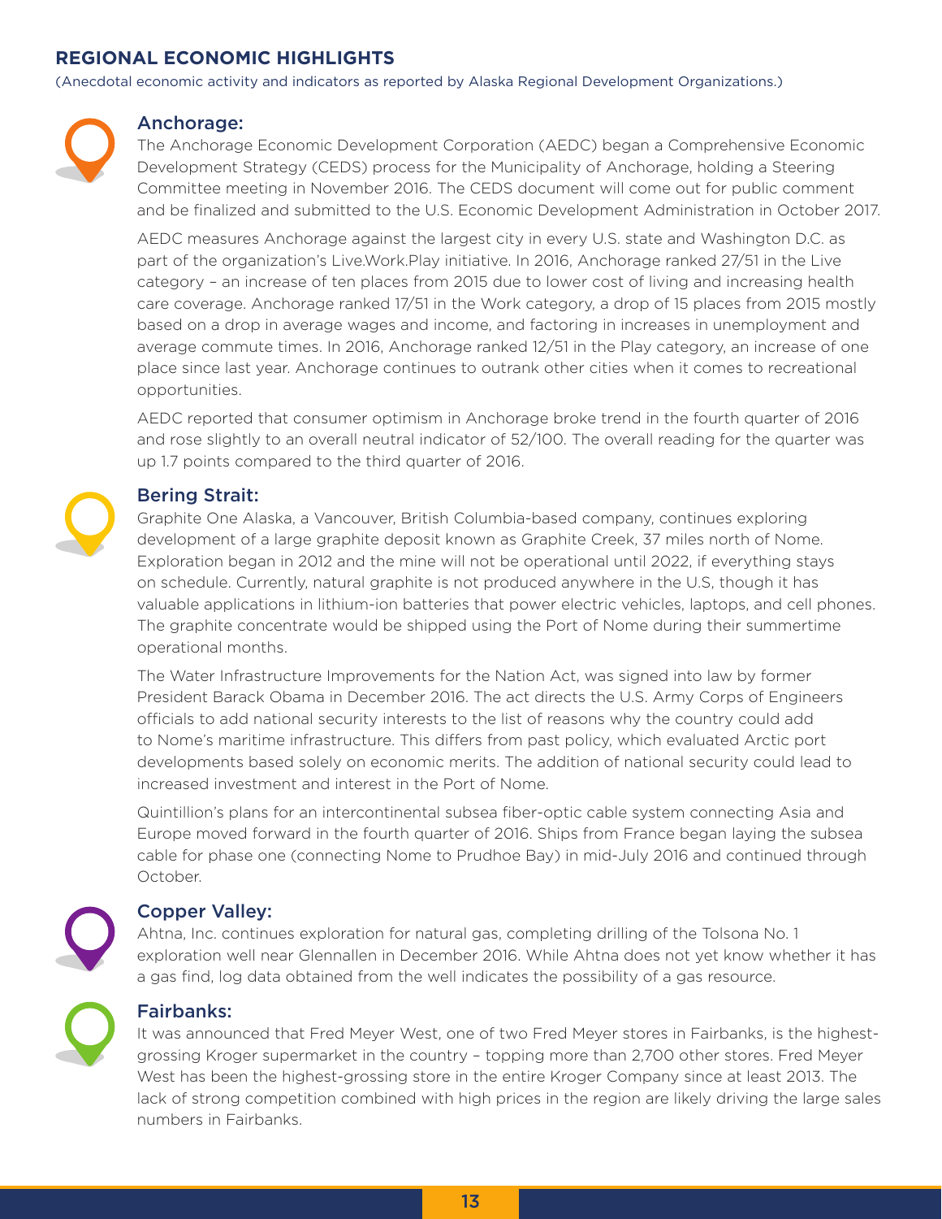## REGIONAL ECONOMIC HIGHLIGHTS

(Anecdotal economic activity and indicators as reported by Alaska Regional Development Organizations.)

### Anchorage:

The Anchorage Economic Development Corporation (AEDC) began a Comprehensive Economic Development Strategy (CEDS) process for the Municipality of Anchorage, holding a Steering Committee meeting in November 2016. The CEDS document will come out for public comment and be finalized and submitted to the U.S. Economic Development Administration in October 2017.

AEDC measures Anchorage against the largest city in every U.S. state and Washington D.C. as part of the organization's Live.Work.Play initiative. In 2016, Anchorage ranked 27/51 in the Live category – an increase of ten places from 2015 due to lower cost of living and increasing health care coverage. Anchorage ranked 17/51 in the Work category, a drop of 15 places from 2015 mostly based on a drop in average wages and income, and factoring in increases in unemployment and average commute times. In 2016, Anchorage ranked 12/51 in the Play category, an increase of one place since last year. Anchorage continues to outrank other cities when it comes to recreational opportunities.

AEDC reported that consumer optimism in Anchorage broke trend in the fourth quarter of 2016 and rose slightly to an overall neutral indicator of 52/100. The overall reading for the quarter was up 1.7 points compared to the third quarter of 2016.

### Bering Strait:

Graphite One Alaska, a Vancouver, British Columbia-based company, continues exploring development of a large graphite deposit known as Graphite Creek, 37 miles north of Nome. Exploration began in 2012 and the mine will not be operational until 2022, if everything stays on schedule. Currently, natural graphite is not produced anywhere in the U.S, though it has valuable applications in lithium-ion batteries that power electric vehicles, laptops, and cell phones. The graphite concentrate would be shipped using the Port of Nome during their summertime operational months.

The Water Infrastructure Improvements for the Nation Act, was signed into law by former President Barack Obama in December 2016. The act directs the U.S. Army Corps of Engineers officials to add national security interests to the list of reasons why the country could add to Nome's maritime infrastructure. This differs from past policy, which evaluated Arctic port developments based solely on economic merits. The addition of national security could lead to increased investment and interest in the Port of Nome.

Quintillion's plans for an intercontinental subsea fiber-optic cable system connecting Asia and Europe moved forward in the fourth quarter of 2016. Ships from France began laying the subsea cable for phase one (connecting Nome to Prudhoe Bay) in mid-July 2016 and continued through October.

### Copper Valley:

Ahtna, Inc. continues exploration for natural gas, completing drilling of the Tolsona No. 1 exploration well near Glennallen in December 2016. While Ahtna does not yet know whether it has a gas find, log data obtained from the well indicates the possibility of a gas resource.

### Fairbanks:

It was announced that Fred Meyer West, one of two Fred Meyer stores in Fairbanks, is the highest-grossing Kroger supermarket in the country – topping more than 2,700 other stores. Fred Meyer West has been the highest-grossing store in the entire Kroger Company since at least 2013. The lack of strong competition combined with high prices in the region are likely driving the large sales numbers in Fairbanks.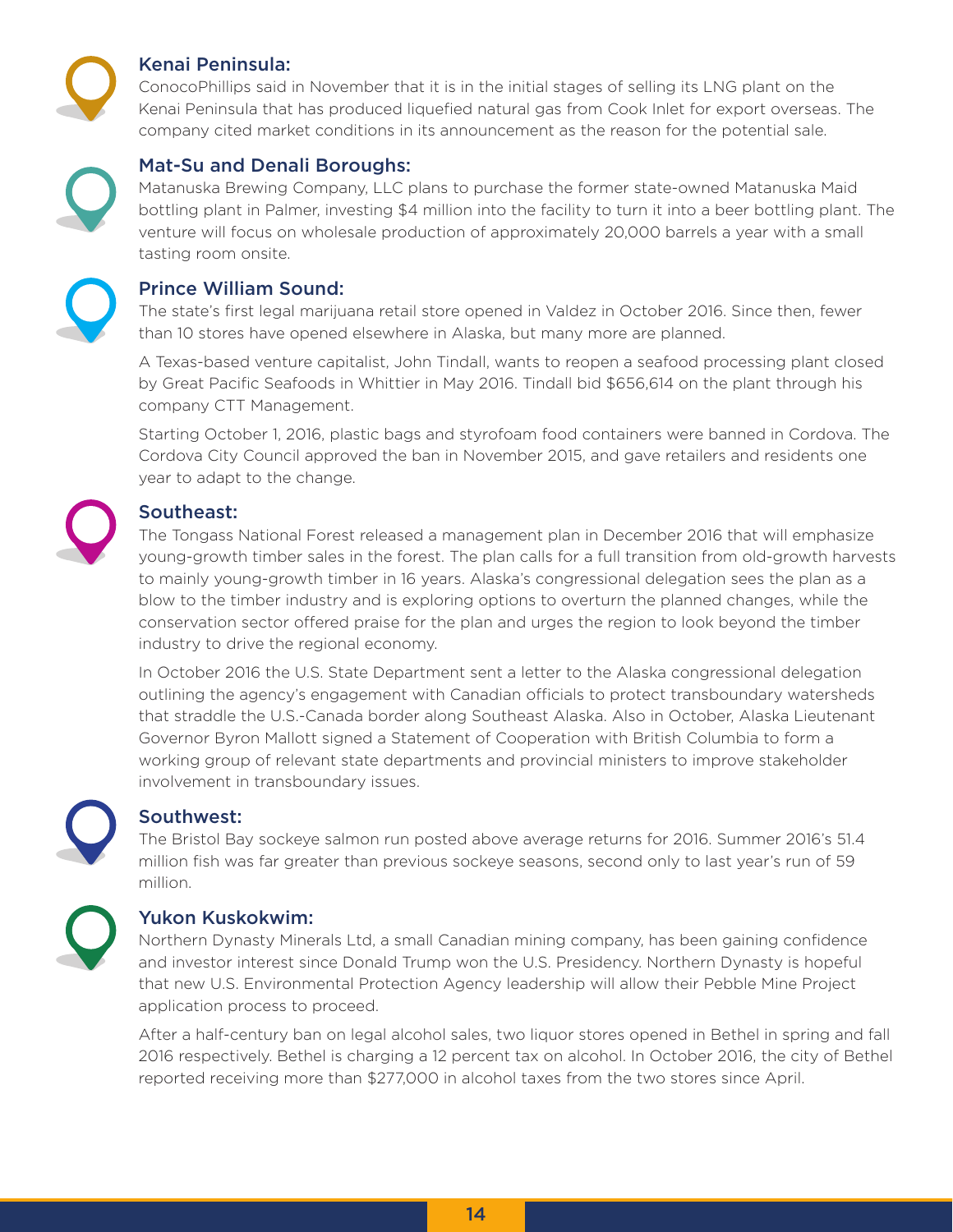### Kenai Peninsula:

ConocoPhillips said in November that it is in the initial stages of selling its LNG plant on the Kenai Peninsula that has produced liquefied natural gas from Cook Inlet for export overseas. The company cited market conditions in its announcement as the reason for the potential sale.

### Mat-Su and Denali Boroughs:

Matanuska Brewing Company, LLC plans to purchase the former state-owned Matanuska Maid bottling plant in Palmer, investing $4 million into the facility to turn it into a beer bottling plant. The venture will focus on wholesale production of approximately 20,000 barrels a year with a small tasting room onsite.

### Prince William Sound:

The state's first legal marijuana retail store opened in Valdez in October 2016. Since then, fewer than 10 stores have opened elsewhere in Alaska, but many more are planned.

A Texas-based venture capitalist, John Tindall, wants to reopen a seafood processing plant closed by Great Pacific Seafoods in Whittier in May 2016. Tindall bid $656,614 on the plant through his company CTT Management.

Starting October 1, 2016, plastic bags and styrofoam food containers were banned in Cordova. The Cordova City Council approved the ban in November 2015, and gave retailers and residents one year to adapt to the change.

### Southeast:

The Tongass National Forest released a management plan in December 2016 that will emphasize young-growth timber sales in the forest. The plan calls for a full transition from old-growth harvests to mainly young-growth timber in 16 years. Alaska's congressional delegation sees the plan as a blow to the timber industry and is exploring options to overturn the planned changes, while the conservation sector offered praise for the plan and urges the region to look beyond the timber industry to drive the regional economy.

In October 2016 the U.S. State Department sent a letter to the Alaska congressional delegation outlining the agency's engagement with Canadian officials to protect transboundary watersheds that straddle the U.S.-Canada border along Southeast Alaska. Also in October, Alaska Lieutenant Governor Byron Mallott signed a Statement of Cooperation with British Columbia to form a working group of relevant state departments and provincial ministers to improve stakeholder involvement in transboundary issues.

### Southwest:

The Bristol Bay sockeye salmon run posted above average returns for 2016. Summer 2016's 51.4 million fish was far greater than previous sockeye seasons, second only to last year's run of 59 million.

### Yukon Kuskokwim:

Northern Dynasty Minerals Ltd, a small Canadian mining company, has been gaining confidence and investor interest since Donald Trump won the U.S. Presidency. Northern Dynasty is hopeful that new U.S. Environmental Protection Agency leadership will allow their Pebble Mine Project application process to proceed.

After a half-century ban on legal alcohol sales, two liquor stores opened in Bethel in spring and fall 2016 respectively. Bethel is charging a 12 percent tax on alcohol. In October 2016, the city of Bethel reported receiving more than $277,000 in alcohol taxes from the two stores since April.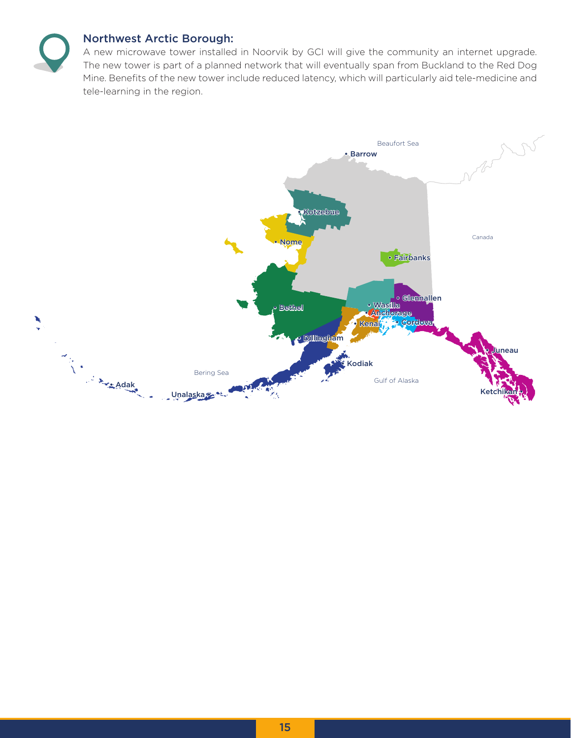## Northwest Arctic Borough:

A new microwave tower installed in Noorvik by GCI will give the community an internet upgrade. The new tower is part of a planned network that will eventually span from Buckland to the Red Dog Mine. Benefits of the new tower include reduced latency, which will particularly aid tele-medicine and tele-learning in the region.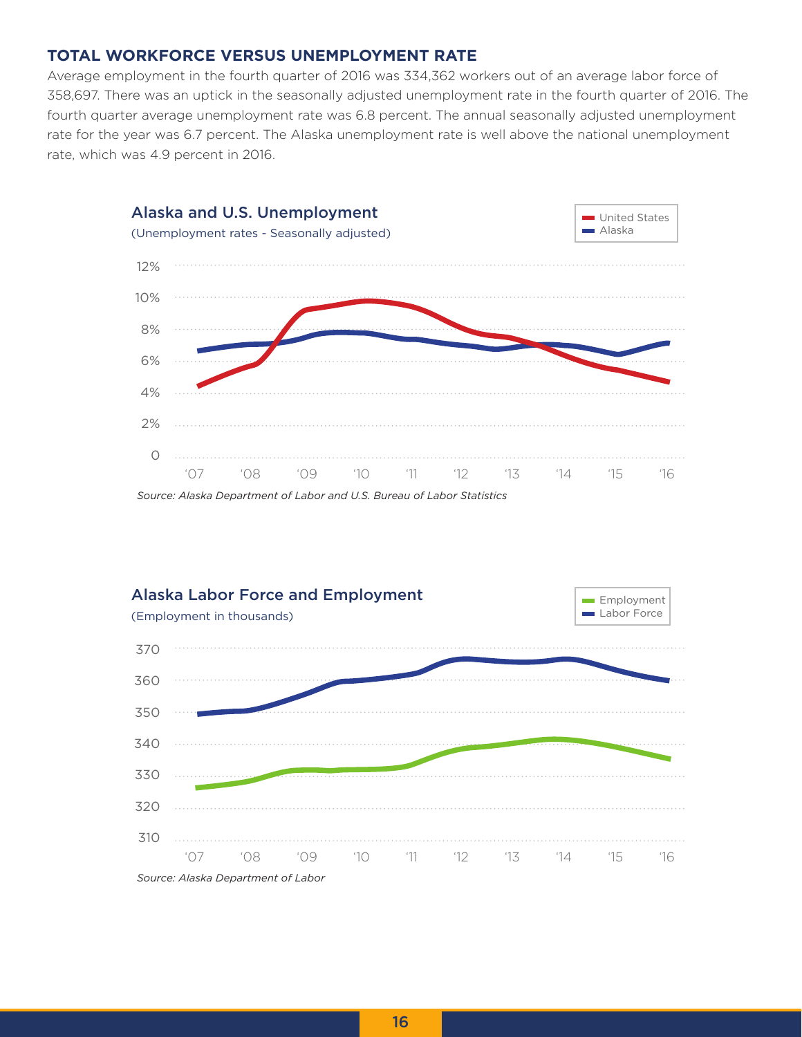### TOTAL WORKFORCE VERSUS UNEMPLOYMENT RATE

Average employment in the fourth quarter of 2016 was 334,362 workers out of an average labor force of 358,697. There was an uptick in the seasonally adjusted unemployment rate in the fourth quarter of 2016. The fourth quarter average unemployment rate was 6.8 percent. The annual seasonally adjusted unemployment rate for the year was 6.7 percent. The Alaska unemployment rate is well above the national unemployment rate, which was 4.9 percent in 2016.

**Alaska and U.S. Unemployment**

(Unemployment rates - Seasonally adjusted)

United States
Alaska

12%
10%
8%
6%
4%
2%
0

'07 '08 '09 '10 '11 '12 '13 '14 '15 '16

*Source: Alaska Department of Labor and U.S. Bureau of Labor Statistics*

**Alaska Labor Force and Employment**

(Employment in thousands)

Employment
Labor Force

370
360
350
340
330
320
310

'07 '08 '09 '10 '11 '12 '13 '14 '15 '16

*Source: Alaska Department of Labor*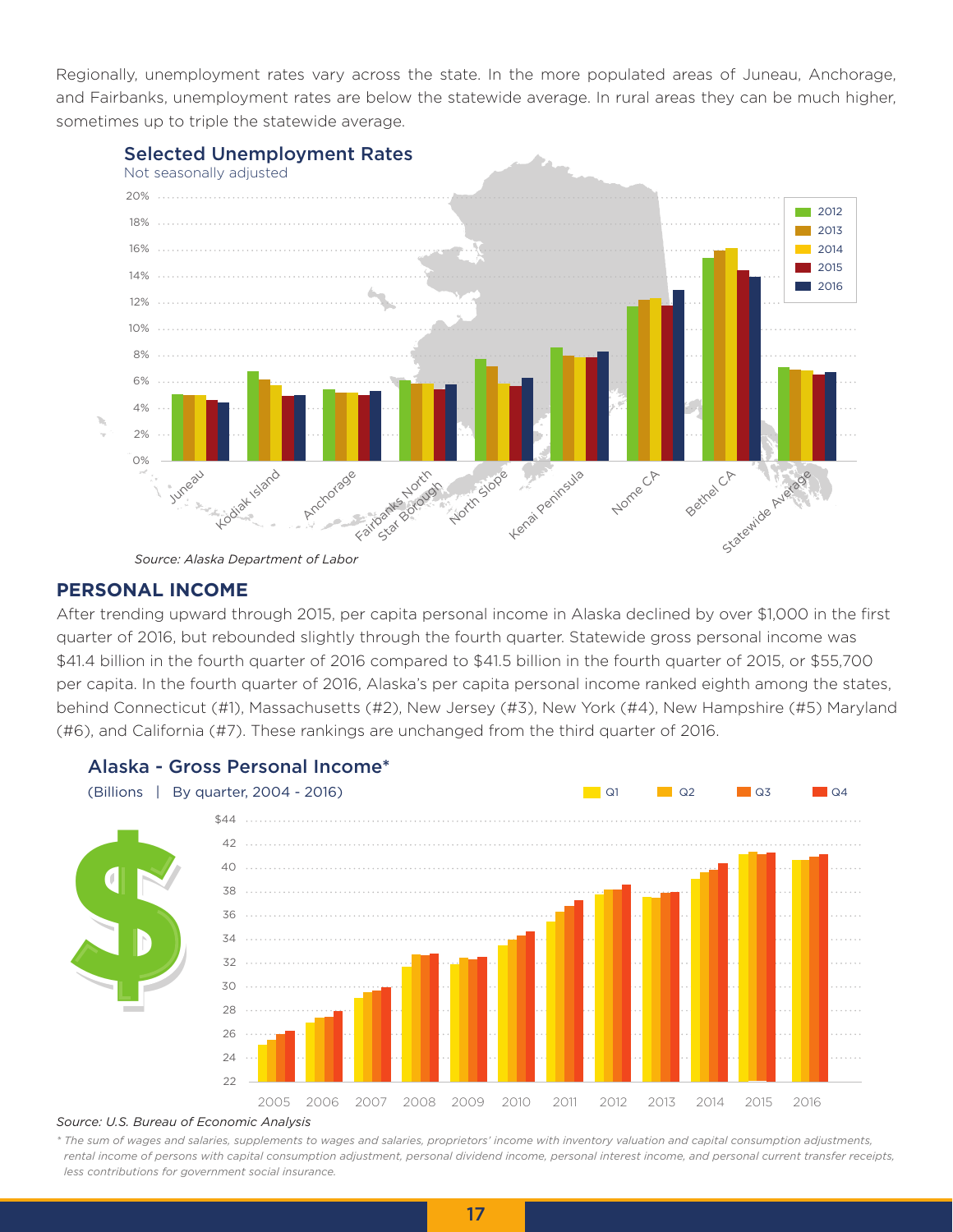Regionally, unemployment rates vary across the state. In the more populated areas of Juneau, Anchorage, and Fairbanks, unemployment rates are below the statewide average. In rural areas they can be much higher, sometimes up to triple the statewide average.

**Selected Unemployment Rates**
Not seasonally adjusted

*Source: Alaska Department of Labor*

## PERSONAL INCOME

After trending upward through 2015, per capita personal income in Alaska declined by over $1,000 in the first quarter of 2016, but rebounded slightly through the fourth quarter. Statewide gross personal income was $41.4 billion in the fourth quarter of 2016 compared to $41.5 billion in the fourth quarter of 2015, or $55,700 per capita. In the fourth quarter of 2016, Alaska's per capita personal income ranked eighth among the states, behind Connecticut (#1), Massachusetts (#2), New Jersey (#3), New York (#4), New Hampshire (#5) Maryland (#6), and California (#7). These rankings are unchanged from the third quarter of 2016.

**Alaska - Gross Personal Income***
(Billions | By quarter, 2004 - 2016)

*Source: U.S. Bureau of Economic Analysis*

*\* The sum of wages and salaries, supplements to wages and salaries, proprietors' income with inventory valuation and capital consumption adjustments, rental income of persons with capital consumption adjustment, personal dividend income, personal interest income, and personal current transfer receipts, less contributions for government social insurance.*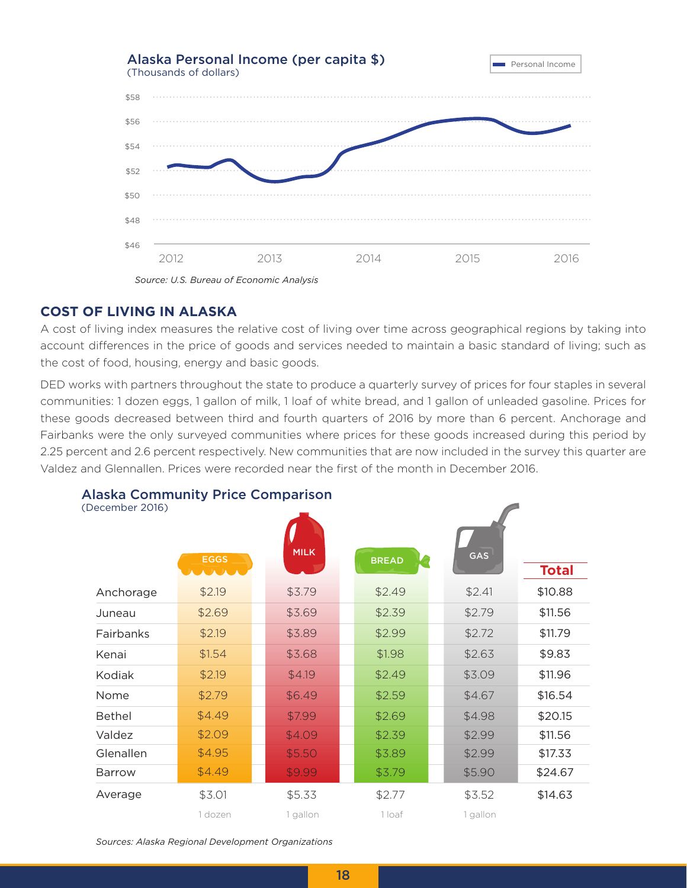**Alaska Personal Income (per capita $)**
(Thousands of dollars)

Source: U.S. Bureau of Economic Analysis

## COST OF LIVING IN ALASKA

A cost of living index measures the relative cost of living over time across geographical regions by taking into account differences in the price of goods and services needed to maintain a basic standard of living; such as the cost of food, housing, energy and basic goods.

DED works with partners throughout the state to produce a quarterly survey of prices for four staples in several communities: 1 dozen eggs, 1 gallon of milk, 1 loaf of white bread, and 1 gallon of unleaded gasoline. Prices for these goods decreased between third and fourth quarters of 2016 by more than 6 percent. Anchorage and Fairbanks were the only surveyed communities where prices for these goods increased during this period by 2.25 percent and 2.6 percent respectively. New communities that are now included in the survey this quarter are Valdez and Glennallen. Prices were recorded near the first of the month in December 2016.

**Alaska Community Price Comparison**
(December 2016)

| | EGGS | MILK | BREAD | GAS | Total |
|---|---|---|---|---|---|
| Anchorage | $2.19 | $3.79 | $2.49 | $2.41 | $10.88 |
| Juneau | $2.69 | $3.69 | $2.39 | $2.79 | $11.56 |
| Fairbanks | $2.19 | $3.89 | $2.99 | $2.72 | $11.79 |
| Kenai | $1.54 | $3.68 | $1.98 | $2.63 | $9.83 |
| Kodiak | $2.19 | $4.19 | $2.49 | $3.09 | $11.96 |
| Nome | $2.79 | $6.49 | $2.59 | $4.67 | $16.54 |
| Bethel | $4.49 | $7.99 | $2.69 | $4.98 | $20.15 |
| Valdez | $2.09 | $4.09 | $2.39 | $2.99 | $11.56 |
| Glennallen | $4.95 | $5.50 | $3.89 | $2.99 | $17.33 |
| Barrow | $4.49 | $9.99 | $3.79 | $5.90 | $24.67 |
| Average | $3.01 | $5.33 | $2.77 | $3.52 | $14.63 |
| | 1 dozen | 1 gallon | 1 loaf | 1 gallon | |

Sources: Alaska Regional Development Organizations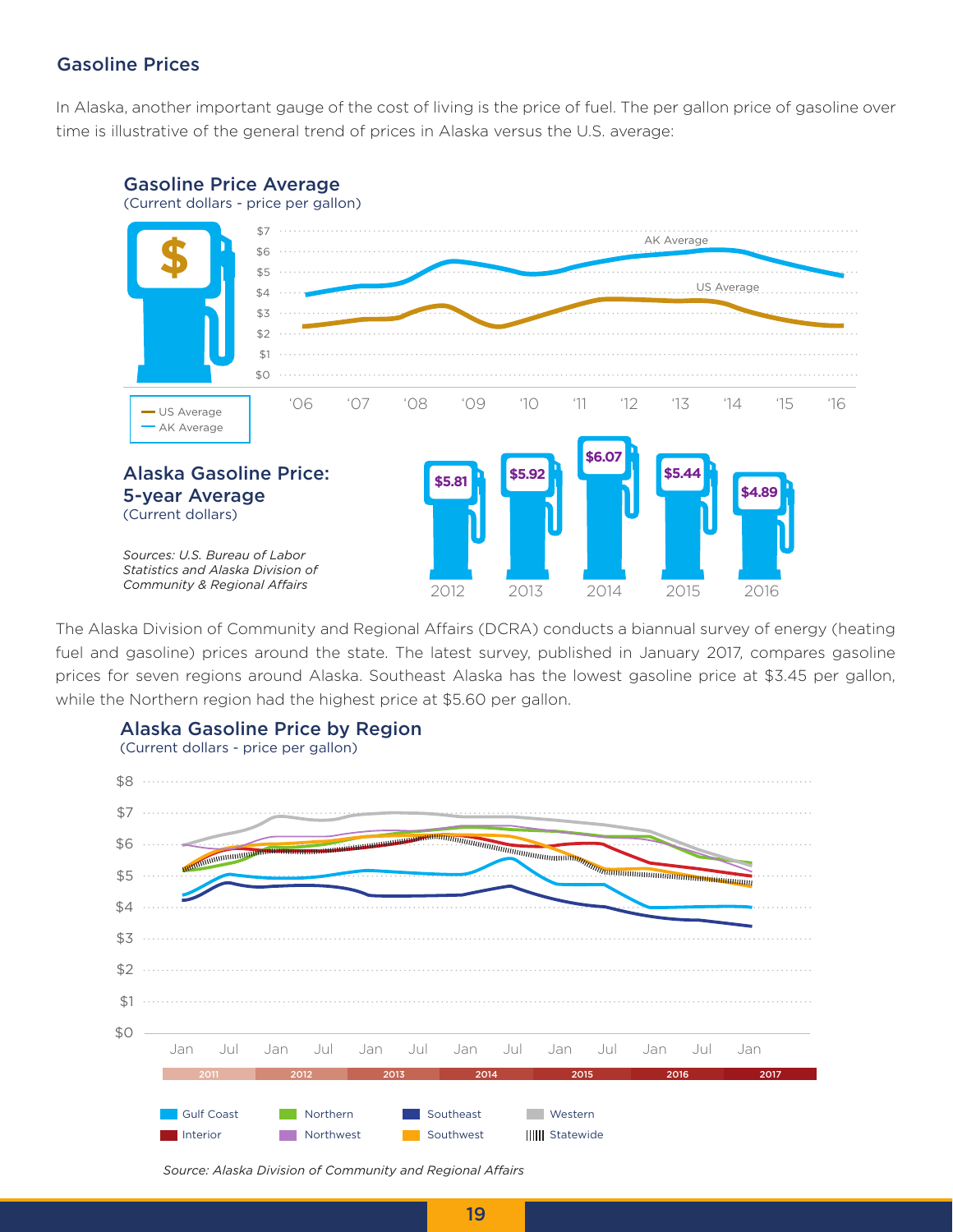## Gasoline Prices

In Alaska, another important gauge of the cost of living is the price of fuel. The per gallon price of gasoline over time is illustrative of the general trend of prices in Alaska versus the U.S. average:

### Gasoline Price Average

(Current dollars - price per gallon)

US Average
AK Average

### Alaska Gasoline Price: 5-year Average

(Current dollars)

| 2012 | 2013 | 2014 | 2015 | 2016 |
|---|---|---|---|---|
| $5.81 | $5.92 | $6.07 | $5.44 | $4.89 |

*Sources: U.S. Bureau of Labor Statistics and Alaska Division of Community & Regional Affairs*

The Alaska Division of Community and Regional Affairs (DCRA) conducts a biannual survey of energy (heating fuel and gasoline) prices around the state. The latest survey, published in January 2017, compares gasoline prices for seven regions around Alaska. Southeast Alaska has the lowest gasoline price at $3.45 per gallon, while the Northern region had the highest price at $5.60 per gallon.

### Alaska Gasoline Price by Region

(Current dollars - price per gallon)

Gulf Coast, Northern, Southeast, Western, Interior, Northwest, Southwest, Statewide

*Source: Alaska Division of Community and Regional Affairs*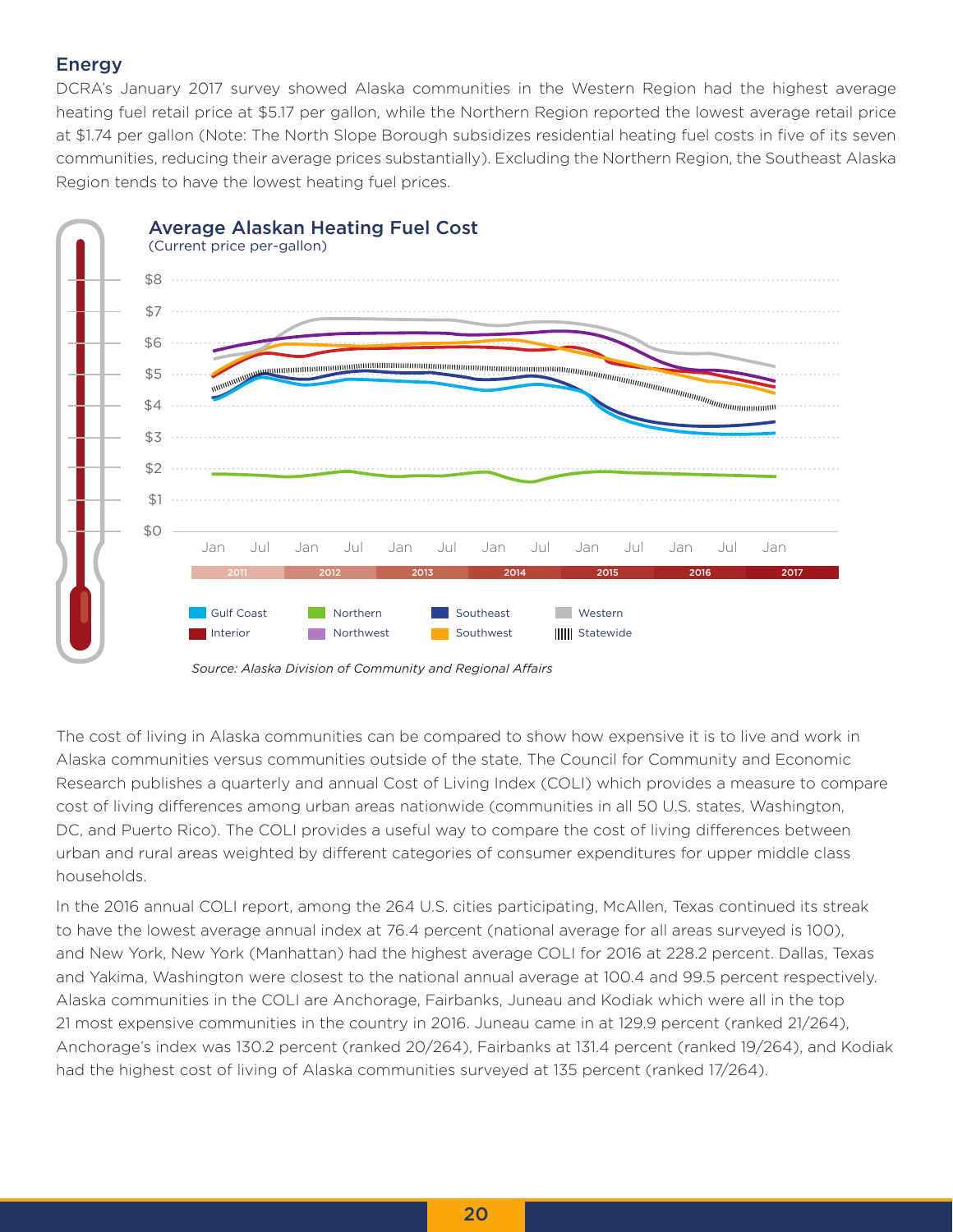## Energy

DCRA's January 2017 survey showed Alaska communities in the Western Region had the highest average heating fuel retail price at $5.17 per gallon, while the Northern Region reported the lowest average retail price at $1.74 per gallon (Note: The North Slope Borough subsidizes residential heating fuel costs in five of its seven communities, reducing their average prices substantially). Excluding the Northern Region, the Southeast Alaska Region tends to have the lowest heating fuel prices.

**Average Alaskan Heating Fuel Cost**
(Current price per-gallon)

*Source: Alaska Division of Community and Regional Affairs*

The cost of living in Alaska communities can be compared to show how expensive it is to live and work in Alaska communities versus communities outside of the state. The Council for Community and Economic Research publishes a quarterly and annual Cost of Living Index (COLI) which provides a measure to compare cost of living differences among urban areas nationwide (communities in all 50 U.S. states, Washington, DC, and Puerto Rico). The COLI provides a useful way to compare the cost of living differences between urban and rural areas weighted by different categories of consumer expenditures for upper middle class households.

In the 2016 annual COLI report, among the 264 U.S. cities participating, McAllen, Texas continued its streak to have the lowest average annual index at 76.4 percent (national average for all areas surveyed is 100), and New York, New York (Manhattan) had the highest average COLI for 2016 at 228.2 percent. Dallas, Texas and Yakima, Washington were closest to the national annual average at 100.4 and 99.5 percent respectively. Alaska communities in the COLI are Anchorage, Fairbanks, Juneau and Kodiak which were all in the top 21 most expensive communities in the country in 2016. Juneau came in at 129.9 percent (ranked 21/264), Anchorage's index was 130.2 percent (ranked 20/264), Fairbanks at 131.4 percent (ranked 19/264), and Kodiak had the highest cost of living of Alaska communities surveyed at 135 percent (ranked 17/264).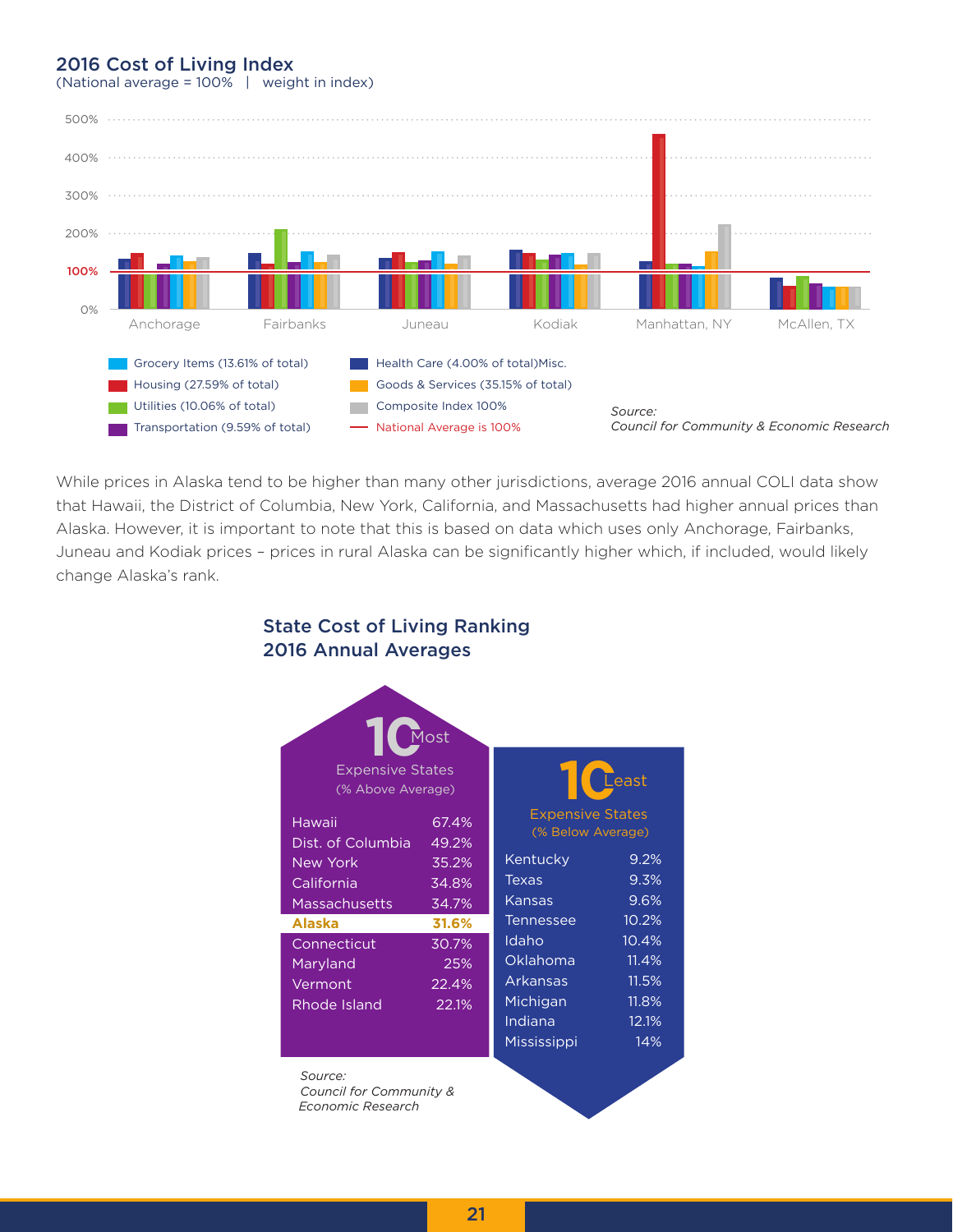## 2016 Cost of Living Index

(National average = 100% | weight in index)

- Grocery Items (13.61% of total)
- Housing (27.59% of total)
- Utilities (10.06% of total)
- Transportation (9.59% of total)
- Health Care (4.00% of total)Misc.
- Goods & Services (35.15% of total)
- Composite Index 100%
- National Average is 100%

*Source: Council for Community & Economic Research*

While prices in Alaska tend to be higher than many other jurisdictions, average 2016 annual COLI data show that Hawaii, the District of Columbia, New York, California, and Massachusetts had higher annual prices than Alaska. However, it is important to note that this is based on data which uses only Anchorage, Fairbanks, Juneau and Kodiak prices – prices in rural Alaska can be significantly higher which, if included, would likely change Alaska's rank.

## State Cost of Living Ranking 2016 Annual Averages

### 10 Most Expensive States (% Above Average)

| State | % Above Average |
|---|---|
| Hawaii | 67.4% |
| Dist. of Columbia | 49.2% |
| New York | 35.2% |
| California | 34.8% |
| Massachusetts | 34.7% |
| **Alaska** | **31.6%** |
| Connecticut | 30.7% |
| Maryland | 25% |
| Vermont | 22.4% |
| Rhode Island | 22.1% |

*Source: Council for Community & Economic Research*

### 10 Least Expensive States (% Below Average)

| State | % Below Average |
|---|---|
| Kentucky | 9.2% |
| Texas | 9.3% |
| Kansas | 9.6% |
| Tennessee | 10.2% |
| Idaho | 10.4% |
| Oklahoma | 11.4% |
| Arkansas | 11.5% |
| Michigan | 11.8% |
| Indiana | 12.1% |
| Mississippi | 14% |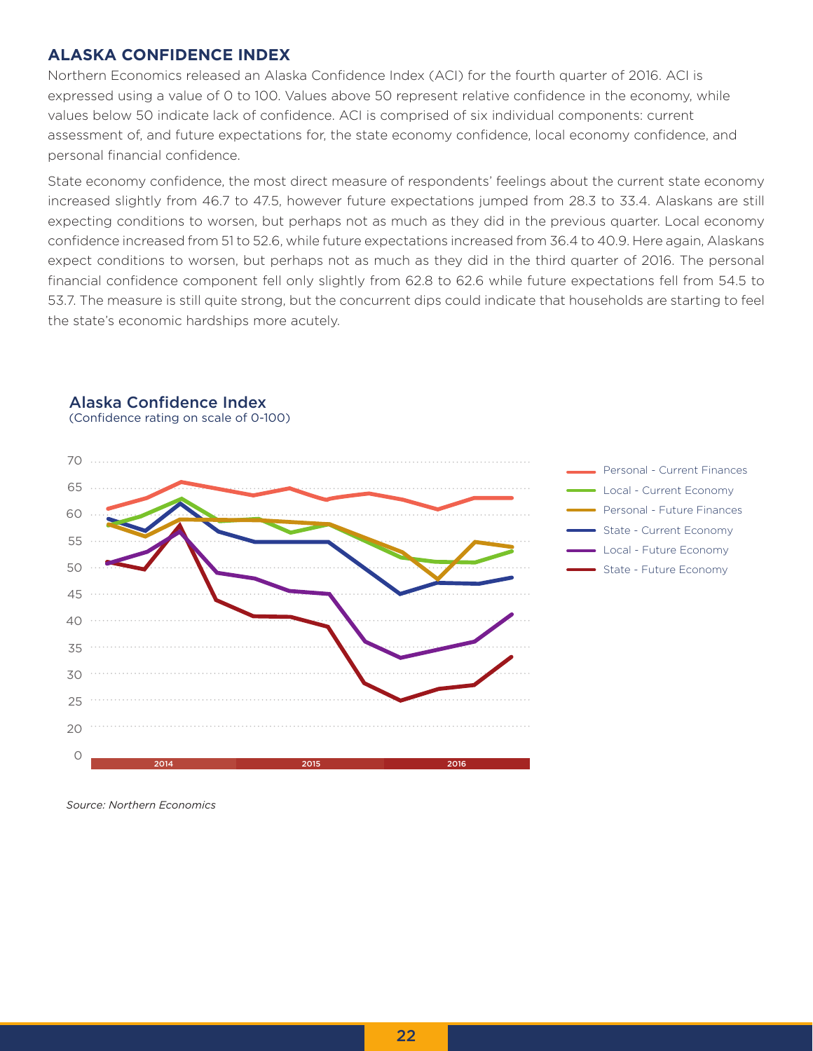## ALASKA CONFIDENCE INDEX

Northern Economics released an Alaska Confidence Index (ACI) for the fourth quarter of 2016. ACI is expressed using a value of 0 to 100. Values above 50 represent relative confidence in the economy, while values below 50 indicate lack of confidence. ACI is comprised of six individual components: current assessment of, and future expectations for, the state economy confidence, local economy confidence, and personal financial confidence.

State economy confidence, the most direct measure of respondents' feelings about the current state economy increased slightly from 46.7 to 47.5, however future expectations jumped from 28.3 to 33.4. Alaskans are still expecting conditions to worsen, but perhaps not as much as they did in the previous quarter. Local economy confidence increased from 51 to 52.6, while future expectations increased from 36.4 to 40.9. Here again, Alaskans expect conditions to worsen, but perhaps not as much as they did in the third quarter of 2016. The personal financial confidence component fell only slightly from 62.8 to 62.6 while future expectations fell from 54.5 to 53.7. The measure is still quite strong, but the concurrent dips could indicate that households are starting to feel the state's economic hardships more acutely.

**Alaska Confidence Index**
(Confidence rating on scale of 0-100)

*Source: Northern Economics*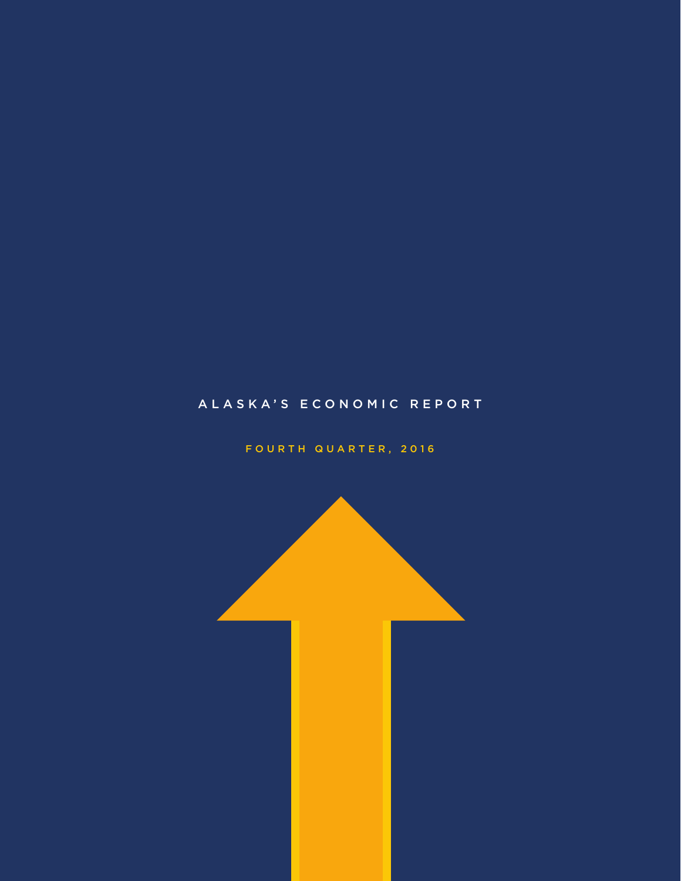ALASKA'S ECONOMIC REPORT

FOURTH QUARTER, 2016